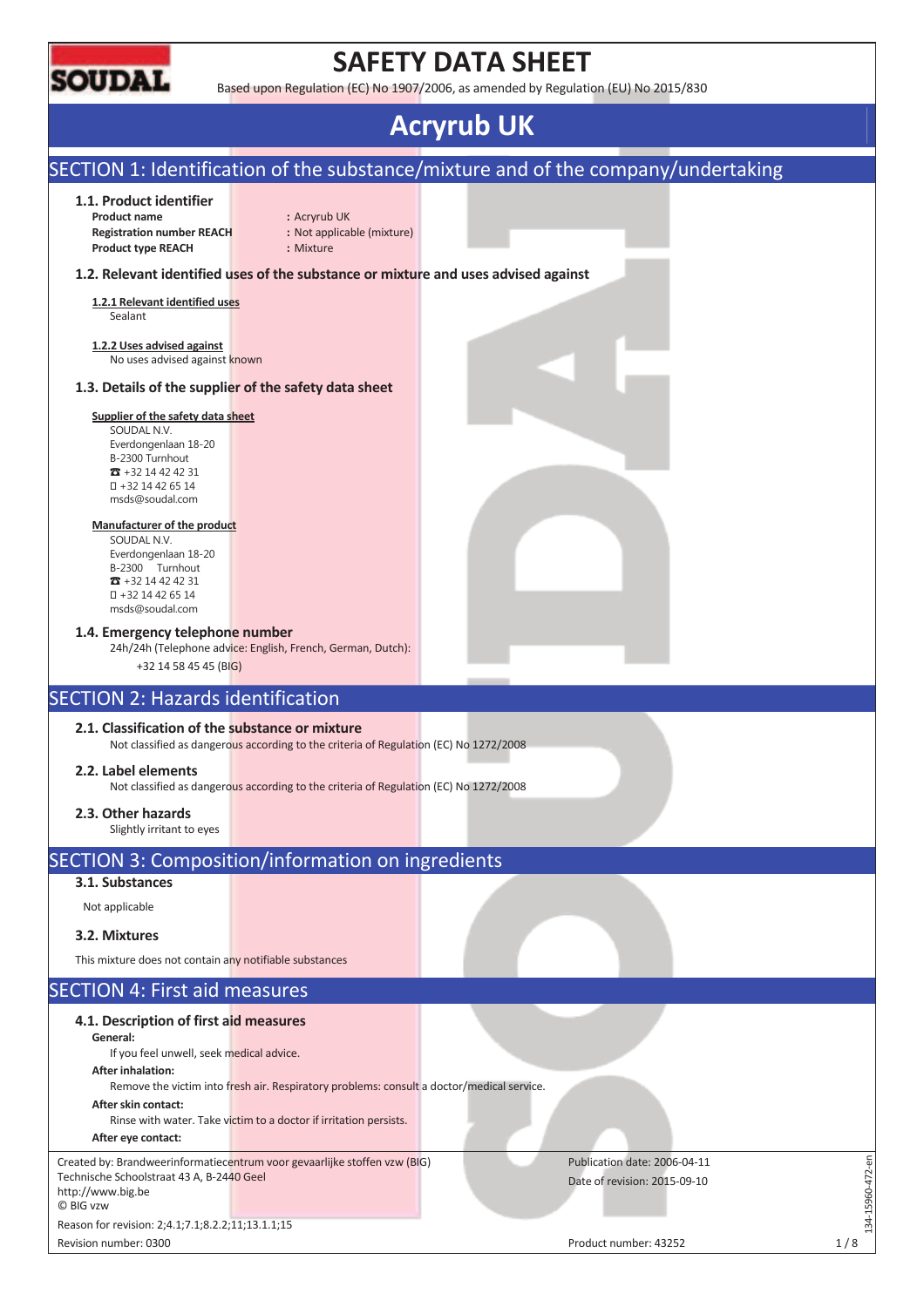# SAFETY DATA SHEET

Based upon Regulation (EC) No 1907/2006, as amended by Regulation (EU) No 2015/830

# Acryrub UK

## SECTION 1: Identification of the substance/mixture and of the company/undertaking

### 1.1. Product identifier

**Product name** : Acryrub UK
**Registration number REACH** : Not applicable (mixture)
**Product type REACH** : Mixture

### 1.2. Relevant identified uses of the substance or mixture and uses advised against

**1.2.1 Relevant identified uses**
Sealant

**1.2.2 Uses advised against**
No uses advised against known

### 1.3. Details of the supplier of the safety data sheet

**Supplier of the safety data sheet**
SOUDAL N.V.
Everdongenlaan 18-20
B-2300 Turnhout
☎ +32 14 42 42 31
+32 14 42 65 14
msds@soudal.com

**Manufacturer of the product**
SOUDAL N.V.
Everdongenlaan 18-20
B-2300 Turnhout
☎ +32 14 42 42 31
+32 14 42 65 14
msds@soudal.com

### 1.4. Emergency telephone number

24h/24h (Telephone advice: English, French, German, Dutch):
+32 14 58 45 45 (BIG)

## SECTION 2: Hazards identification

### 2.1. Classification of the substance or mixture

Not classified as dangerous according to the criteria of Regulation (EC) No 1272/2008

### 2.2. Label elements

Not classified as dangerous according to the criteria of Regulation (EC) No 1272/2008

### 2.3. Other hazards

Slightly irritant to eyes

## SECTION 3: Composition/information on ingredients

### 3.1. Substances

Not applicable

### 3.2. Mixtures

This mixture does not contain any notifiable substances

## SECTION 4: First aid measures

### 4.1. Description of first aid measures

**General:**
If you feel unwell, seek medical advice.

**After inhalation:**
Remove the victim into fresh air. Respiratory problems: consult a doctor/medical service.

**After skin contact:**
Rinse with water. Take victim to a doctor if irritation persists.

**After eye contact:**

Created by: Brandweerinformatiecentrum voor gevaarlijke stoffen vzw (BIG)
Technische Schoolstraat 43 A, B-2440 Geel
http://www.big.be
© BIG vzw

Publication date: 2006-04-11
Date of revision: 2015-09-10

Reason for revision: 2;4.1;7.1;8.2.2;11;13.1.1;15
Revision number: 0300

Product number: 43252

134-15960-472-en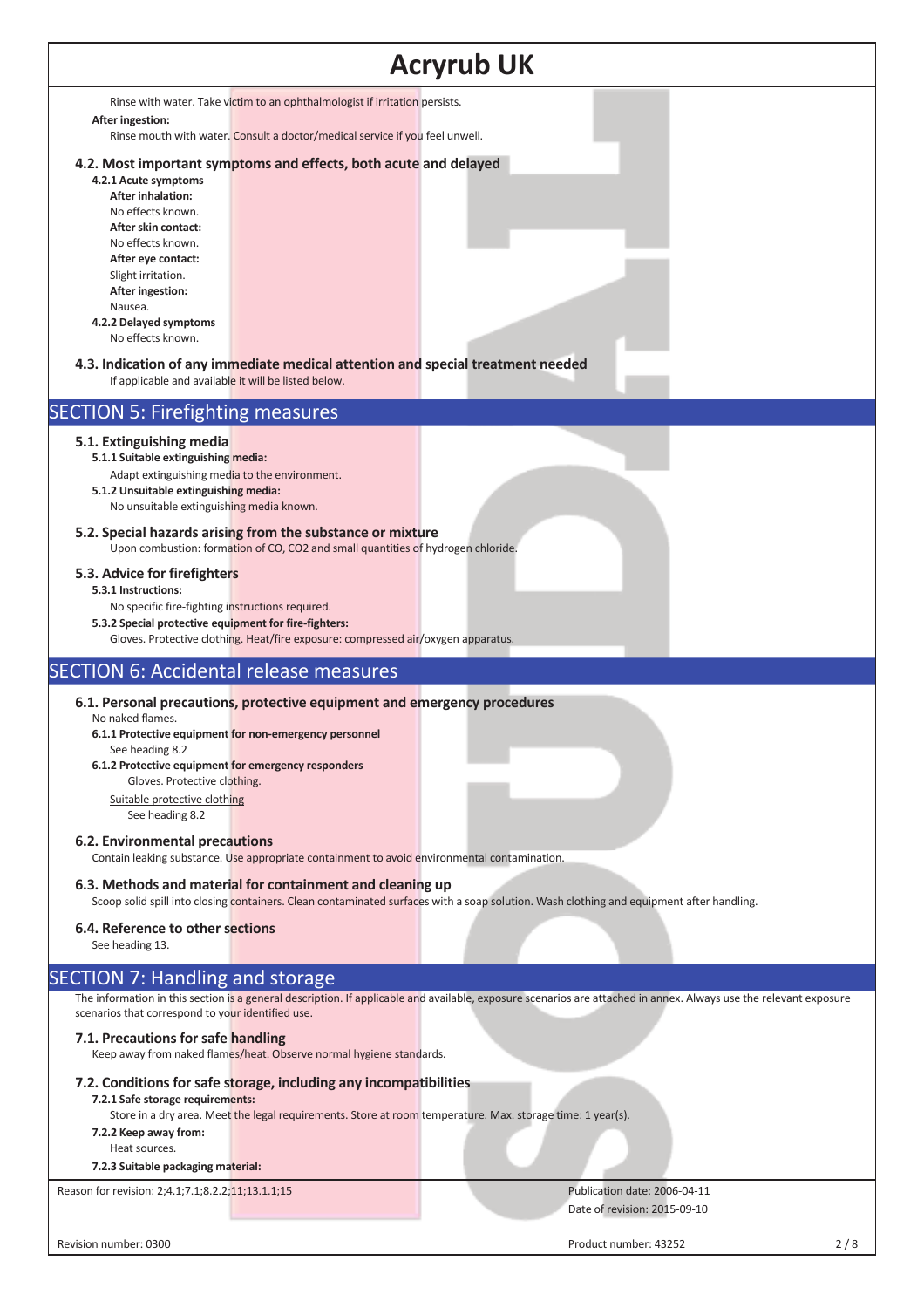Rinse with water. Take victim to an ophthalmologist if irritation persists.

**After ingestion:**

Rinse mouth with water. Consult a doctor/medical service if you feel unwell.

### 4.2. Most important symptoms and effects, both acute and delayed

**4.2.1 Acute symptoms**

**After inhalation:**

No effects known.

**After skin contact:**

No effects known.

**After eye contact:**

Slight irritation.

**After ingestion:**

Nausea.

**4.2.2 Delayed symptoms**

No effects known.

### 4.3. Indication of any immediate medical attention and special treatment needed

If applicable and available it will be listed below.

## SECTION 5: Firefighting measures

### 5.1. Extinguishing media

**5.1.1 Suitable extinguishing media:**

Adapt extinguishing media to the environment.

**5.1.2 Unsuitable extinguishing media:**

No unsuitable extinguishing media known.

### 5.2. Special hazards arising from the substance or mixture

Upon combustion: formation of CO, $CO_2$ and small quantities of hydrogen chloride.

### 5.3. Advice for firefighters

**5.3.1 Instructions:**

No specific fire-fighting instructions required.

**5.3.2 Special protective equipment for fire-fighters:**

Gloves. Protective clothing. Heat/fire exposure: compressed air/oxygen apparatus.

## SECTION 6: Accidental release measures

### 6.1. Personal precautions, protective equipment and emergency procedures

No naked flames.

**6.1.1 Protective equipment for non-emergency personnel**

See heading 8.2

**6.1.2 Protective equipment for emergency responders**

Gloves. Protective clothing.

Suitable protective clothing

See heading 8.2

### 6.2. Environmental precautions

Contain leaking substance. Use appropriate containment to avoid environmental contamination.

### 6.3. Methods and material for containment and cleaning up

Scoop solid spill into closing containers. Clean contaminated surfaces with a soap solution. Wash clothing and equipment after handling.

### 6.4. Reference to other sections

See heading 13.

## SECTION 7: Handling and storage

The information in this section is a general description. If applicable and available, exposure scenarios are attached in annex. Always use the relevant exposure scenarios that correspond to your identified use.

### 7.1. Precautions for safe handling

Keep away from naked flames/heat. Observe normal hygiene standards.

### 7.2. Conditions for safe storage, including any incompatibilities

**7.2.1 Safe storage requirements:**

Store in a dry area. Meet the legal requirements. Store at room temperature. Max. storage time: 1 year(s).

**7.2.2 Keep away from:**

Heat sources.

**7.2.3 Suitable packaging material:**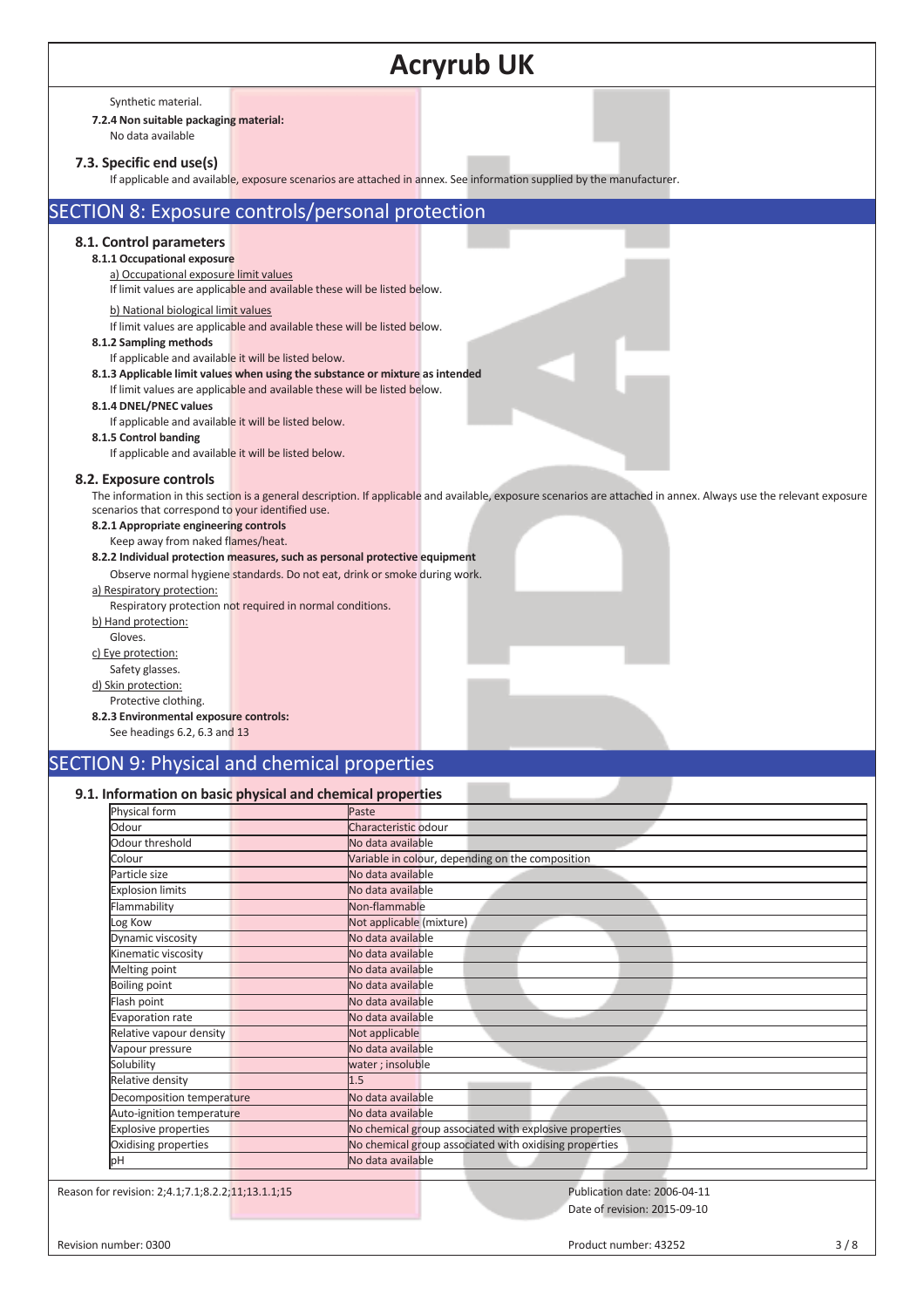Synthetic material.

**7.2.4 Non suitable packaging material:**

No data available

### 7.3. Specific end use(s)

If applicable and available, exposure scenarios are attached in annex. See information supplied by the manufacturer.

## SECTION 8: Exposure controls/personal protection

### 8.1. Control parameters

**8.1.1 Occupational exposure**

a) Occupational exposure limit values

If limit values are applicable and available these will be listed below.

b) National biological limit values

If limit values are applicable and available these will be listed below.

**8.1.2 Sampling methods**

If applicable and available it will be listed below.

**8.1.3 Applicable limit values when using the substance or mixture as intended**

If limit values are applicable and available these will be listed below.

**8.1.4 DNEL/PNEC values**

If applicable and available it will be listed below.

**8.1.5 Control banding**

If applicable and available it will be listed below.

### 8.2. Exposure controls

The information in this section is a general description. If applicable and available, exposure scenarios are attached in annex. Always use the relevant exposure scenarios that correspond to your identified use.

**8.2.1 Appropriate engineering controls**

Keep away from naked flames/heat.

**8.2.2 Individual protection measures, such as personal protective equipment**

Observe normal hygiene standards. Do not eat, drink or smoke during work.

a) Respiratory protection:

Respiratory protection not required in normal conditions.

b) Hand protection:

Gloves.

c) Eye protection:

Safety glasses.

d) Skin protection:

Protective clothing.

**8.2.3 Environmental exposure controls:**

See headings 6.2, 6.3 and 13

## SECTION 9: Physical and chemical properties

### 9.1. Information on basic physical and chemical properties

| Property | Value |
|---|---|
| Physical form | Paste |
| Odour | Characteristic odour |
| Odour threshold | No data available |
| Colour | Variable in colour, depending on the composition |
| Particle size | No data available |
| Explosion limits | No data available |
| Flammability | Non-flammable |
| Log Kow | Not applicable (mixture) |
| Dynamic viscosity | No data available |
| Kinematic viscosity | No data available |
| Melting point | No data available |
| Boiling point | No data available |
| Flash point | No data available |
| Evaporation rate | No data available |
| Relative vapour density | Not applicable |
| Vapour pressure | No data available |
| Solubility | water ; insoluble |
| Relative density | 1.5 |
| Decomposition temperature | No data available |
| Auto-ignition temperature | No data available |
| Explosive properties | No chemical group associated with explosive properties |
| Oxidising properties | No chemical group associated with oxidising properties |
| pH | No data available |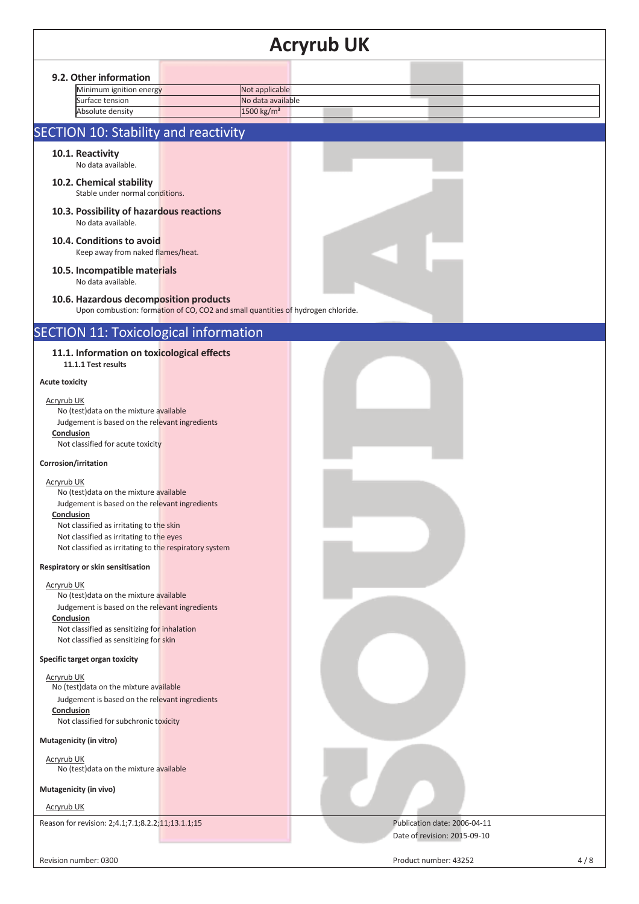### 9.2. Other information

| Minimum ignition energy | Not applicable |
| --- | --- |
| Surface tension | No data available |
| Absolute density | 1500 kg/m³ |

## SECTION 10: Stability and reactivity

### 10.1. Reactivity

No data available.

### 10.2. Chemical stability

Stable under normal conditions.

### 10.3. Possibility of hazardous reactions

No data available.

### 10.4. Conditions to avoid

Keep away from naked flames/heat.

### 10.5. Incompatible materials

No data available.

### 10.6. Hazardous decomposition products

Upon combustion: formation of CO, $CO_2$ and small quantities of hydrogen chloride.

## SECTION 11: Toxicological information

### 11.1. Information on toxicological effects

**11.1.1 Test results**

**Acute toxicity**

Acryrub UK

No (test)data on the mixture available

Judgement is based on the relevant ingredients

**Conclusion**

Not classified for acute toxicity

**Corrosion/irritation**

Acryrub UK

No (test)data on the mixture available

Judgement is based on the relevant ingredients

**Conclusion**

Not classified as irritating to the skin

Not classified as irritating to the eyes

Not classified as irritating to the respiratory system

**Respiratory or skin sensitisation**

Acryrub UK

No (test)data on the mixture available

Judgement is based on the relevant ingredients

**Conclusion**

Not classified as sensitizing for inhalation

Not classified as sensitizing for skin

**Specific target organ toxicity**

Acryrub UK

No (test)data on the mixture available

Judgement is based on the relevant ingredients

**Conclusion**

Not classified for subchronic toxicity

**Mutagenicity (in vitro)**

Acryrub UK

No (test)data on the mixture available

**Mutagenicity (in vivo)**

Acryrub UK

Reason for revision: 2;4.1;7.1;8.2.2;11;13.1.1;15

Publication date: 2006-04-11

Date of revision: 2015-09-10

Revision number: 0300

Product number: 43252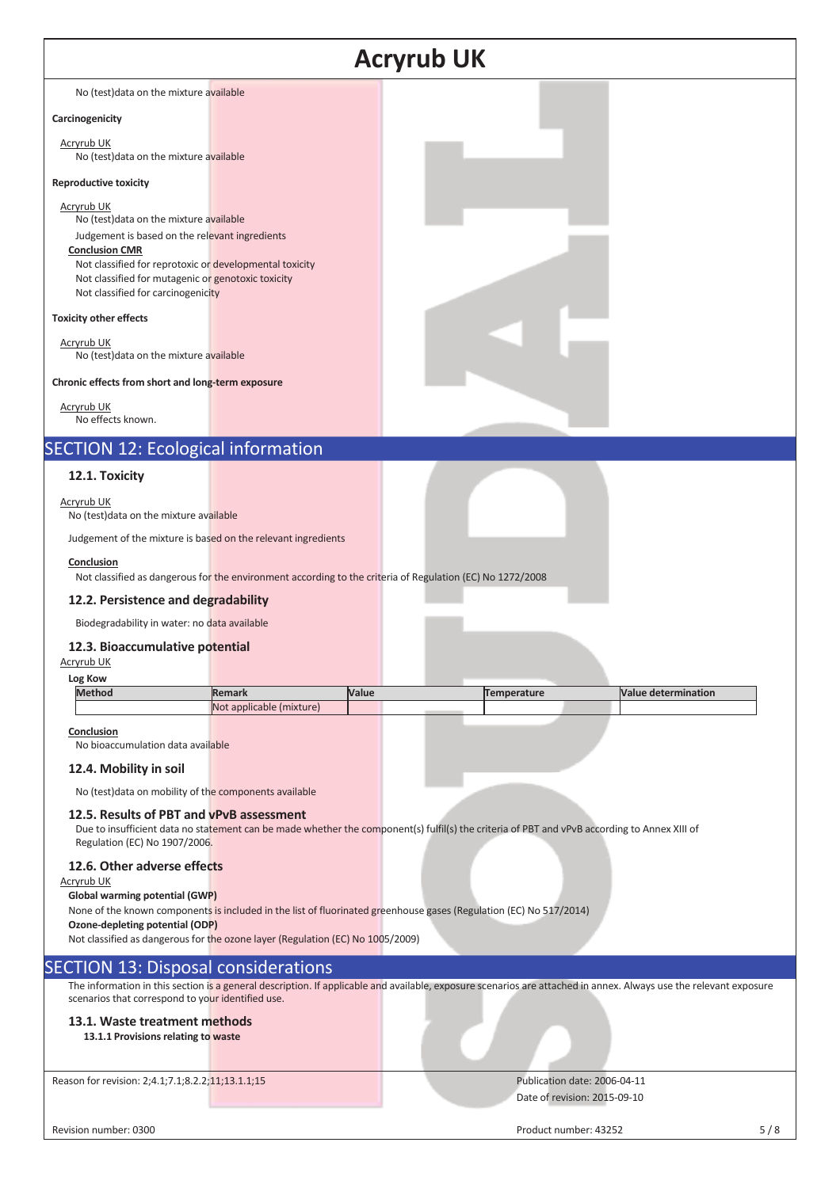No (test)data on the mixture available

**Carcinogenicity**

Acryrub UK

No (test)data on the mixture available

**Reproductive toxicity**

Acryrub UK

No (test)data on the mixture available

Judgement is based on the relevant ingredients

**Conclusion CMR**

Not classified for reprotoxic or developmental toxicity

Not classified for mutagenic or genotoxic toxicity

Not classified for carcinogenicity

**Toxicity other effects**

Acryrub UK

No (test)data on the mixture available

**Chronic effects from short and long-term exposure**

Acryrub UK

No effects known.

# SECTION 12: Ecological information

## 12.1. Toxicity

Acryrub UK

No (test)data on the mixture available

Judgement of the mixture is based on the relevant ingredients

**Conclusion**

Not classified as dangerous for the environment according to the criteria of Regulation (EC) No 1272/2008

## 12.2. Persistence and degradability

Biodegradability in water: no data available

## 12.3. Bioaccumulative potential

Acryrub UK

**Log Kow**

| Method | Remark | Value | Temperature | Value determination |
|---|---|---|---|---|
| | Not applicable (mixture) | | | |

**Conclusion**

No bioaccumulation data available

## 12.4. Mobility in soil

No (test)data on mobility of the components available

## 12.5. Results of PBT and vPvB assessment

Due to insufficient data no statement can be made whether the component(s) fulfil(s) the criteria of PBT and vPvB according to Annex XIII of Regulation (EC) No 1907/2006.

## 12.6. Other adverse effects

Acryrub UK

**Global warming potential (GWP)**

None of the known components is included in the list of fluorinated greenhouse gases (Regulation (EC) No 517/2014)

**Ozone-depleting potential (ODP)**

Not classified as dangerous for the ozone layer (Regulation (EC) No 1005/2009)

# SECTION 13: Disposal considerations

The information in this section is a general description. If applicable and available, exposure scenarios are attached in annex. Always use the relevant exposure scenarios that correspond to your identified use.

## 13.1. Waste treatment methods

**13.1.1 Provisions relating to waste**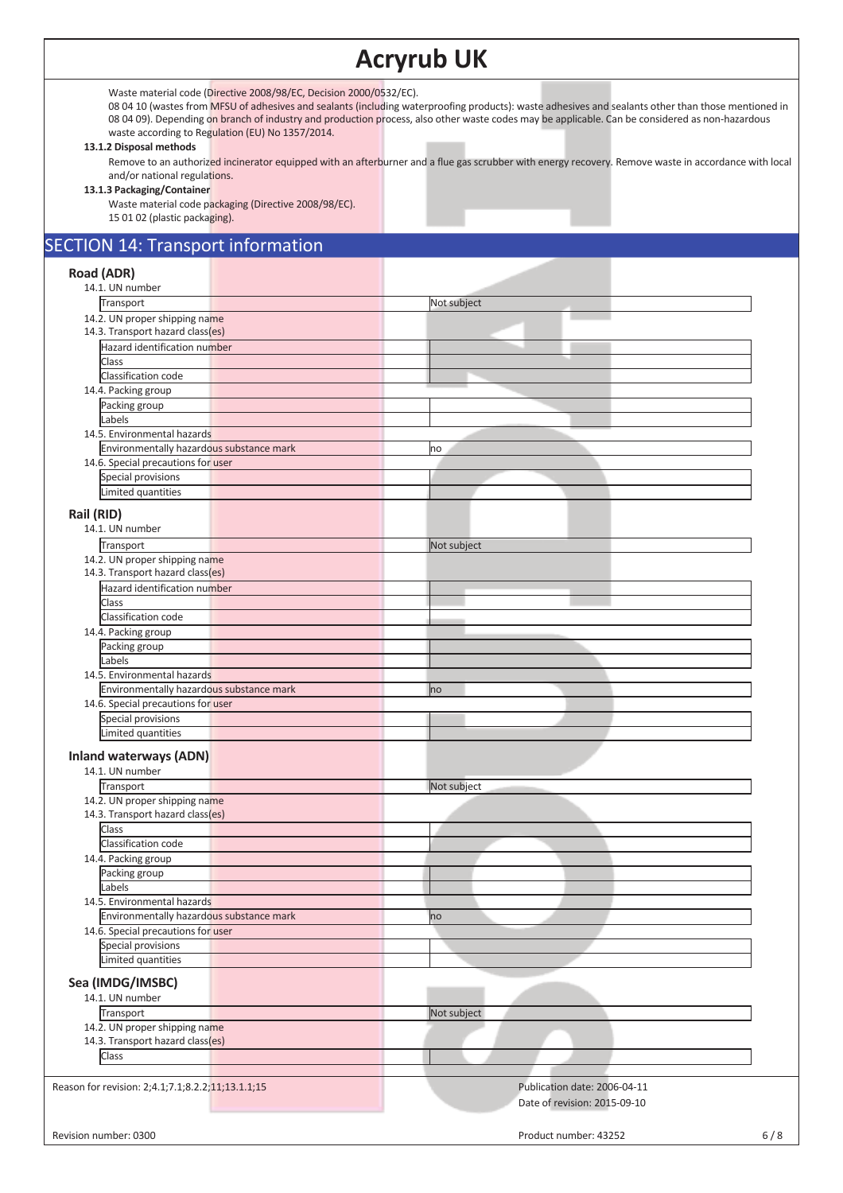Waste material code (Directive 2008/98/EC, Decision 2000/0532/EC).

08 04 10 (wastes from MFSU of adhesives and sealants (including waterproofing products): waste adhesives and sealants other than those mentioned in 08 04 09). Depending on branch of industry and production process, also other waste codes may be applicable. Can be considered as non-hazardous waste according to Regulation (EU) No 1357/2014.

**13.1.2 Disposal methods**

Remove to an authorized incinerator equipped with an afterburner and a flue gas scrubber with energy recovery. Remove waste in accordance with local and/or national regulations.

**13.1.3 Packaging/Container**

Waste material code packaging (Directive 2008/98/EC).
15 01 02 (plastic packaging).

## SECTION 14: Transport information

### Road (ADR)

14.1. UN number

| Transport | Not subject |
|---|---|

14.2. UN proper shipping name

14.3. Transport hazard class(es)

| Hazard identification number | |
|---|---|
| Class | |
| Classification code | |

14.4. Packing group

| Packing group | |
|---|---|
| Labels | |

14.5. Environmental hazards

| Environmentally hazardous substance mark | no |
|---|---|

14.6. Special precautions for user

| Special provisions | |
|---|---|
| Limited quantities | |

### Rail (RID)

14.1. UN number

| Transport | Not subject |
|---|---|

14.2. UN proper shipping name

14.3. Transport hazard class(es)

| Hazard identification number | |
|---|---|
| Class | |
| Classification code | |

14.4. Packing group

| Packing group | |
|---|---|
| Labels | |

14.5. Environmental hazards

| Environmentally hazardous substance mark | no |
|---|---|

14.6. Special precautions for user

| Special provisions | |
|---|---|
| Limited quantities | |

### Inland waterways (ADN)

14.1. UN number

| Transport | Not subject |
|---|---|

14.2. UN proper shipping name

14.3. Transport hazard class(es)

| Class | |
|---|---|
| Classification code | |

14.4. Packing group

| Packing group | |
|---|---|
| Labels | |

14.5. Environmental hazards

| Environmentally hazardous substance mark | no |
|---|---|

14.6. Special precautions for user

| Special provisions | |
|---|---|
| Limited quantities | |

### Sea (IMDG/IMSBC)

14.1. UN number

| Transport | Not subject |
|---|---|

14.2. UN proper shipping name

14.3. Transport hazard class(es)

| Class | |
|---|---|

Reason for revision: 2;4.1;7.1;8.2.2;11;13.1.1;15

Publication date: 2006-04-11
Date of revision: 2015-09-10

Revision number: 0300

Product number: 43252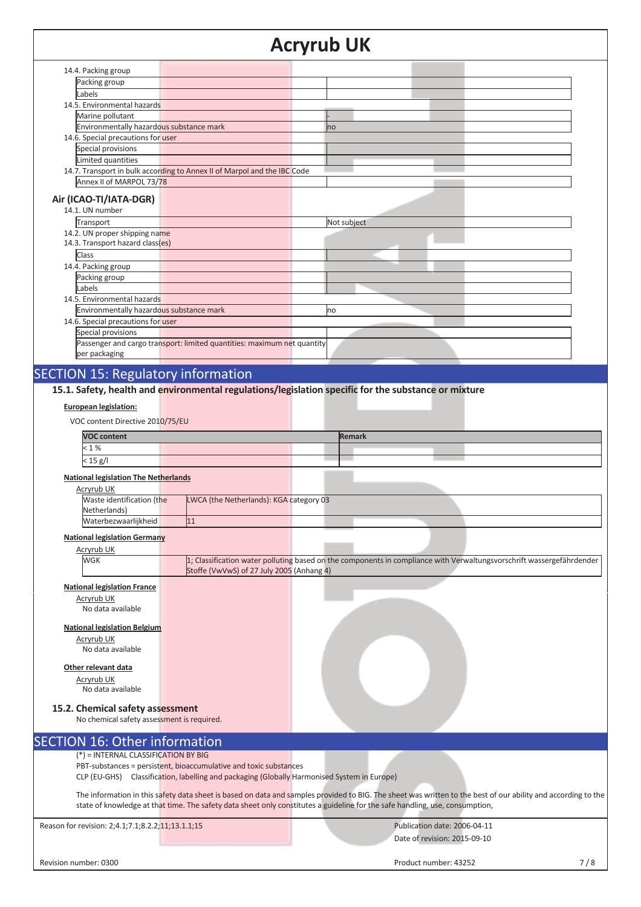14.4. Packing group

| Packing group | |
|---|---|
| Labels | |

14.5. Environmental hazards

| Marine pollutant | - |
|---|---|
| Environmentally hazardous substance mark | no |

14.6. Special precautions for user

| Special provisions | |
|---|---|
| Limited quantities | |

14.7. Transport in bulk according to Annex II of Marpol and the IBC Code

| Annex II of MARPOL 73/78 | |
|---|---|

### Air (ICAO-TI/IATA-DGR)

14.1. UN number

| Transport | Not subject |
|---|---|

14.2. UN proper shipping name

14.3. Transport hazard class(es)

| Class | |
|---|---|

14.4. Packing group

| Packing group | |
|---|---|
| Labels | |

14.5. Environmental hazards

| Environmentally hazardous substance mark | no |
|---|---|

14.6. Special precautions for user

| Special provisions | |
|---|---|
| Passenger and cargo transport: limited quantities: maximum net quantity per packaging | |

## SECTION 15: Regulatory information

### 15.1. Safety, health and environmental regulations/legislation specific for the substance or mixture

**European legislation:**

VOC content Directive 2010/75/EU

| VOC content | Remark |
|---|---|
| < 1 % | |
| < 15 g/l | |

**National legislation The Netherlands**

Acryrub UK

| Waste identification (the Netherlands) | LWCA (the Netherlands): KGA category 03 |
|---|---|
| Waterbezwaarlijkheid | 11 |

**National legislation Germany**

Acryrub UK

| WGK | 1; Classification water polluting based on the components in compliance with Verwaltungsvorschrift wassergefährdender Stoffe (VwVwS) of 27 July 2005 (Anhang 4) |
|---|---|

**National legislation France**

Acryrub UK

No data available

**National legislation Belgium**

Acryrub UK

No data available

**Other relevant data**

Acryrub UK

No data available

### 15.2. Chemical safety assessment

No chemical safety assessment is required.

## SECTION 16: Other information

(*) = INTERNAL CLASSIFICATION BY BIG

PBT-substances = persistent, bioaccumulative and toxic substances

CLP (EU-GHS) Classification, labelling and packaging (Globally Harmonised System in Europe)

The information in this safety data sheet is based on data and samples provided to BIG. The sheet was written to the best of our ability and according to the state of knowledge at that time. The safety data sheet only constitutes a guideline for the safe handling, use, consumption,

Reason for revision: 2;4.1;7.1;8.2.2;11;13.1.1;15

Publication date: 2006-04-11

Date of revision: 2015-09-10

Revision number: 0300

Product number: 43252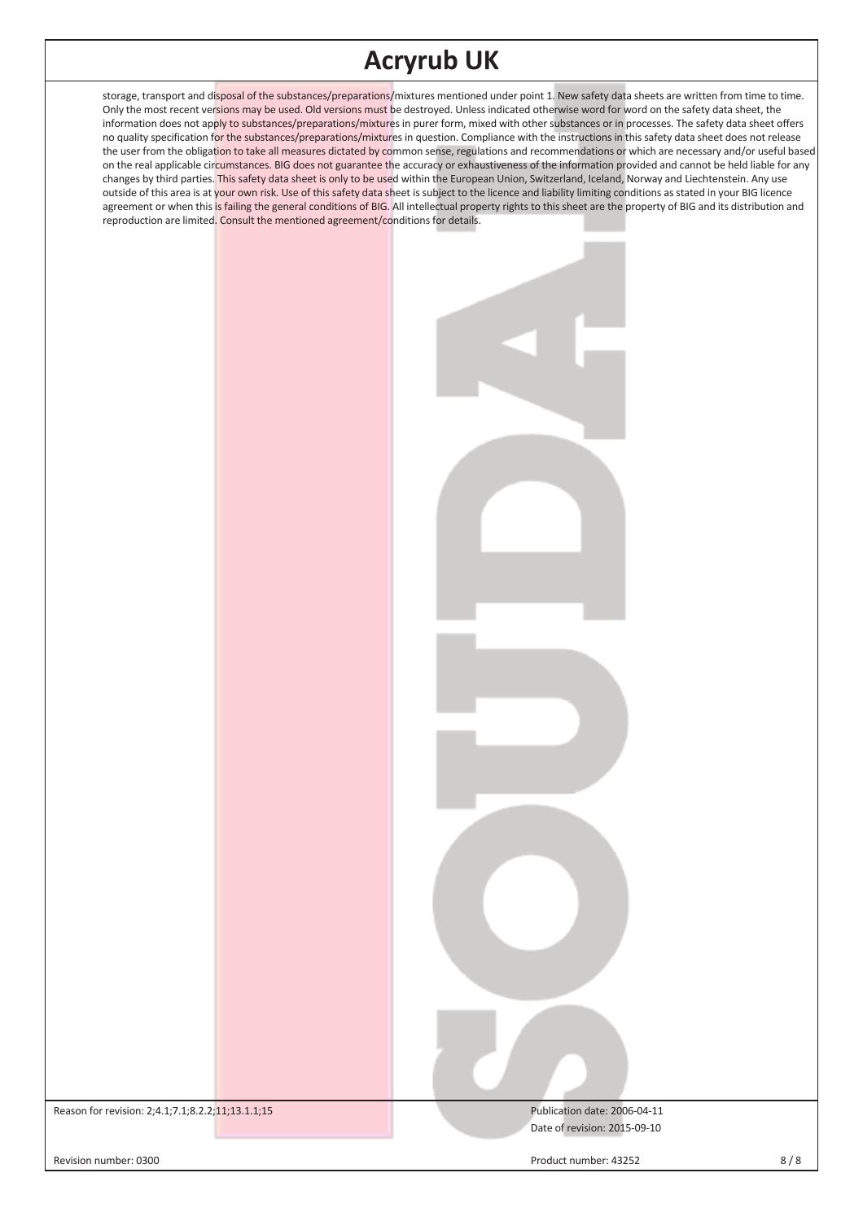storage, transport and disposal of the substances/preparations/mixtures mentioned under point 1. New safety data sheets are written from time to time. Only the most recent versions may be used. Old versions must be destroyed. Unless indicated otherwise word for word on the safety data sheet, the information does not apply to substances/preparations/mixtures in purer form, mixed with other substances or in processes. The safety data sheet offers no quality specification for the substances/preparations/mixtures in question. Compliance with the instructions in this safety data sheet does not release the user from the obligation to take all measures dictated by common sense, regulations and recommendations or which are necessary and/or useful based on the real applicable circumstances. BIG does not guarantee the accuracy or exhaustiveness of the information provided and cannot be held liable for any changes by third parties. This safety data sheet is only to be used within the European Union, Switzerland, Iceland, Norway and Liechtenstein. Any use outside of this area is at your own risk. Use of this safety data sheet is subject to the licence and liability limiting conditions as stated in your BIG licence agreement or when this is failing the general conditions of BIG. All intellectual property rights to this sheet are the property of BIG and its distribution and reproduction are limited. Consult the mentioned agreement/conditions for details.

Reason for revision: 2;4.1;7.1;8.2.2;11;13.1.1;15

Publication date: 2006-04-11
Date of revision: 2015-09-10

Revision number: 0300

Product number: 43252